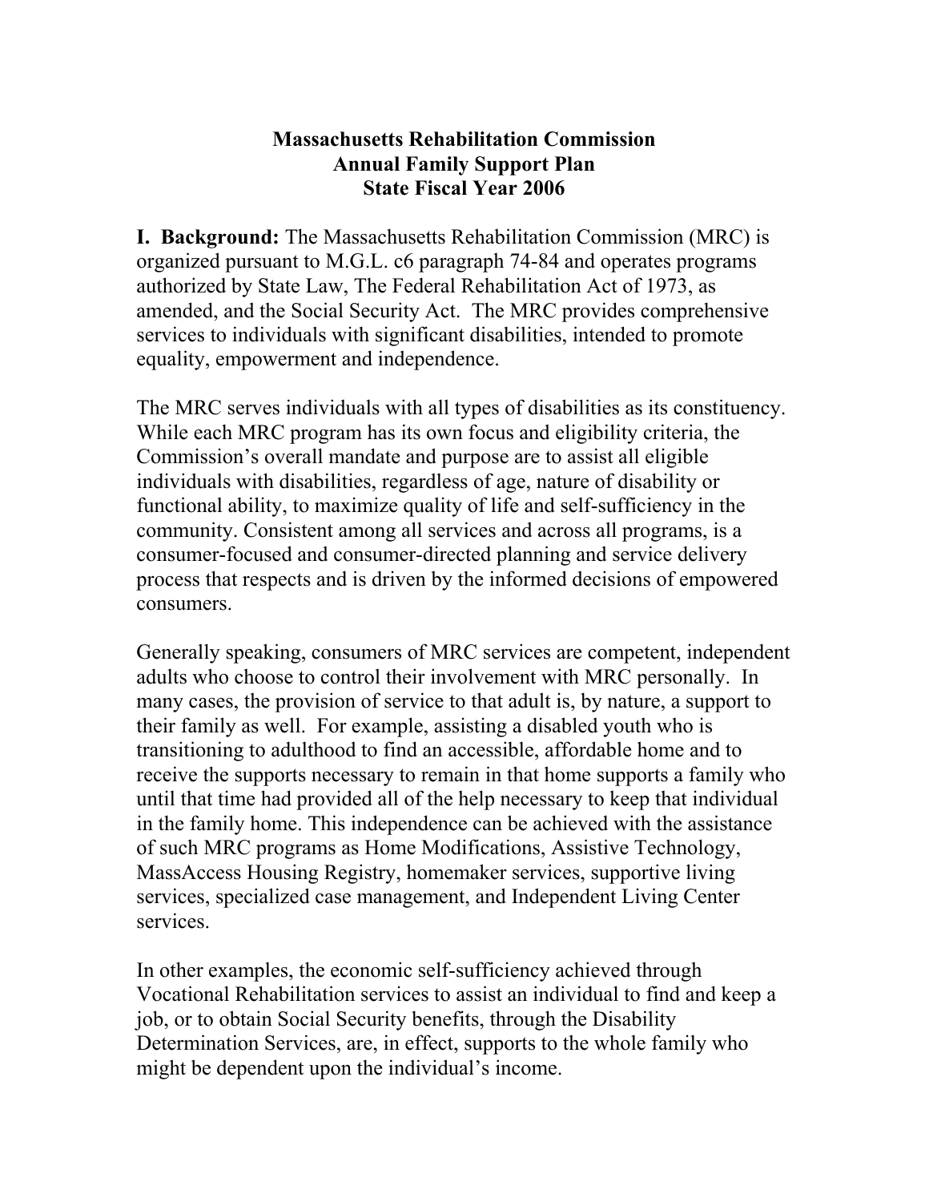# Massachusetts Rehabilitation Commission
## Annual Family Support Plan
## State Fiscal Year 2006

**I. Background:** The Massachusetts Rehabilitation Commission (MRC) is organized pursuant to M.G.L. c6 paragraph 74-84 and operates programs authorized by State Law, The Federal Rehabilitation Act of 1973, as amended, and the Social Security Act. The MRC provides comprehensive services to individuals with significant disabilities, intended to promote equality, empowerment and independence.

The MRC serves individuals with all types of disabilities as its constituency. While each MRC program has its own focus and eligibility criteria, the Commission's overall mandate and purpose are to assist all eligible individuals with disabilities, regardless of age, nature of disability or functional ability, to maximize quality of life and self-sufficiency in the community. Consistent among all services and across all programs, is a consumer-focused and consumer-directed planning and service delivery process that respects and is driven by the informed decisions of empowered consumers.

Generally speaking, consumers of MRC services are competent, independent adults who choose to control their involvement with MRC personally. In many cases, the provision of service to that adult is, by nature, a support to their family as well. For example, assisting a disabled youth who is transitioning to adulthood to find an accessible, affordable home and to receive the supports necessary to remain in that home supports a family who until that time had provided all of the help necessary to keep that individual in the family home. This independence can be achieved with the assistance of such MRC programs as Home Modifications, Assistive Technology, MassAccess Housing Registry, homemaker services, supportive living services, specialized case management, and Independent Living Center services.

In other examples, the economic self-sufficiency achieved through Vocational Rehabilitation services to assist an individual to find and keep a job, or to obtain Social Security benefits, through the Disability Determination Services, are, in effect, supports to the whole family who might be dependent upon the individual's income.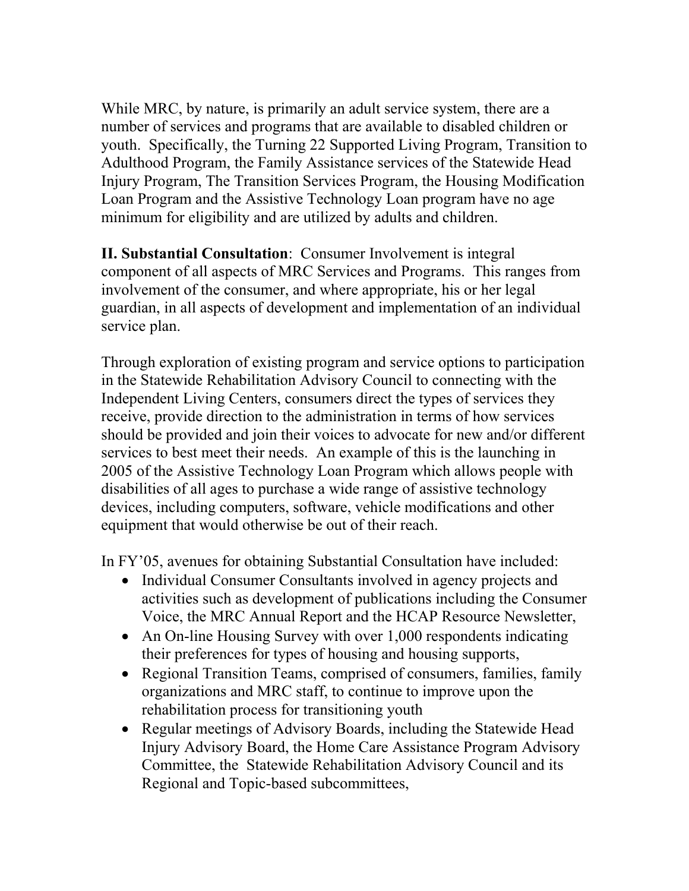While MRC, by nature, is primarily an adult service system, there are a number of services and programs that are available to disabled children or youth. Specifically, the Turning 22 Supported Living Program, Transition to Adulthood Program, the Family Assistance services of the Statewide Head Injury Program, The Transition Services Program, the Housing Modification Loan Program and the Assistive Technology Loan program have no age minimum for eligibility and are utilized by adults and children.

**II. Substantial Consultation**: Consumer Involvement is integral component of all aspects of MRC Services and Programs. This ranges from involvement of the consumer, and where appropriate, his or her legal guardian, in all aspects of development and implementation of an individual service plan.

Through exploration of existing program and service options to participation in the Statewide Rehabilitation Advisory Council to connecting with the Independent Living Centers, consumers direct the types of services they receive, provide direction to the administration in terms of how services should be provided and join their voices to advocate for new and/or different services to best meet their needs. An example of this is the launching in 2005 of the Assistive Technology Loan Program which allows people with disabilities of all ages to purchase a wide range of assistive technology devices, including computers, software, vehicle modifications and other equipment that would otherwise be out of their reach.

In FY'05, avenues for obtaining Substantial Consultation have included:

- Individual Consumer Consultants involved in agency projects and activities such as development of publications including the Consumer Voice, the MRC Annual Report and the HCAP Resource Newsletter,
- An On-line Housing Survey with over 1,000 respondents indicating their preferences for types of housing and housing supports,
- Regional Transition Teams, comprised of consumers, families, family organizations and MRC staff, to continue to improve upon the rehabilitation process for transitioning youth
- Regular meetings of Advisory Boards, including the Statewide Head Injury Advisory Board, the Home Care Assistance Program Advisory Committee, the Statewide Rehabilitation Advisory Council and its Regional and Topic-based subcommittees,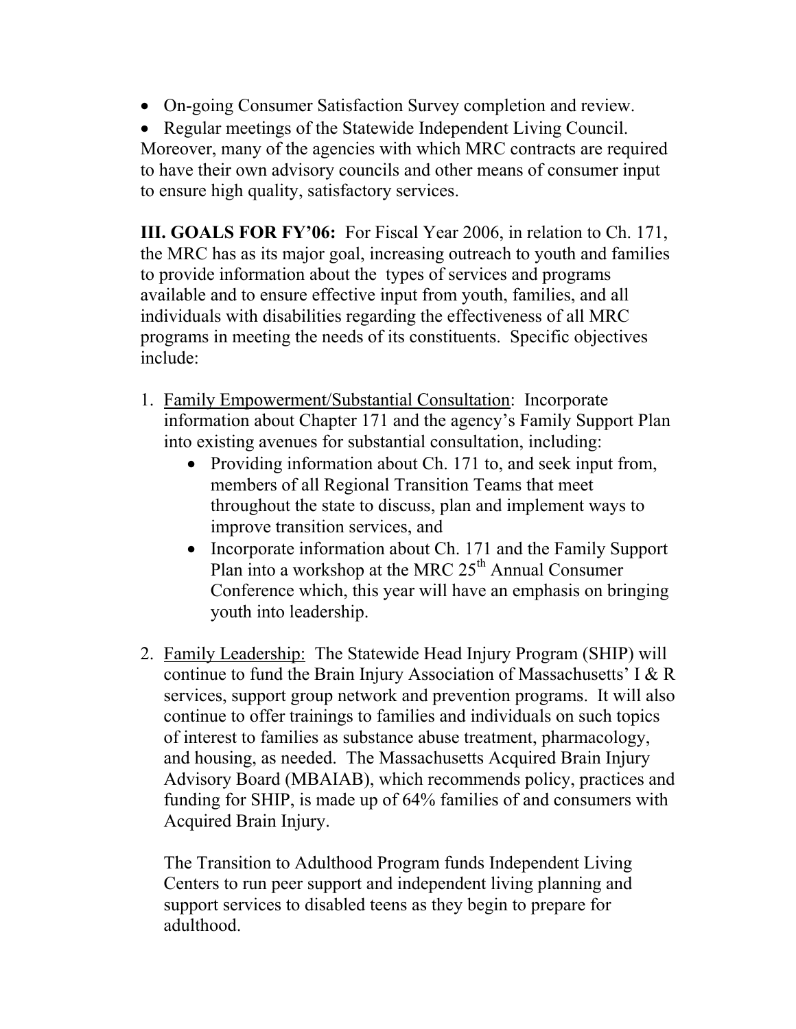- On-going Consumer Satisfaction Survey completion and review.
- Regular meetings of the Statewide Independent Living Council.

Moreover, many of the agencies with which MRC contracts are required to have their own advisory councils and other means of consumer input to ensure high quality, satisfactory services.

**III. GOALS FOR FY'06:** For Fiscal Year 2006, in relation to Ch. 171, the MRC has as its major goal, increasing outreach to youth and families to provide information about the types of services and programs available and to ensure effective input from youth, families, and all individuals with disabilities regarding the effectiveness of all MRC programs in meeting the needs of its constituents. Specific objectives include:

1. <u>Family Empowerment/Substantial Consultation</u>: Incorporate information about Chapter 171 and the agency's Family Support Plan into existing avenues for substantial consultation, including:
   - Providing information about Ch. 171 to, and seek input from, members of all Regional Transition Teams that meet throughout the state to discuss, plan and implement ways to improve transition services, and
   - Incorporate information about Ch. 171 and the Family Support Plan into a workshop at the MRC 25th Annual Consumer Conference which, this year will have an emphasis on bringing youth into leadership.

2. <u>Family Leadership:</u> The Statewide Head Injury Program (SHIP) will continue to fund the Brain Injury Association of Massachusetts' I & R services, support group network and prevention programs. It will also continue to offer trainings to families and individuals on such topics of interest to families as substance abuse treatment, pharmacology, and housing, as needed. The Massachusetts Acquired Brain Injury Advisory Board (MBAIAB), which recommends policy, practices and funding for SHIP, is made up of 64% families of and consumers with Acquired Brain Injury.

   The Transition to Adulthood Program funds Independent Living Centers to run peer support and independent living planning and support services to disabled teens as they begin to prepare for adulthood.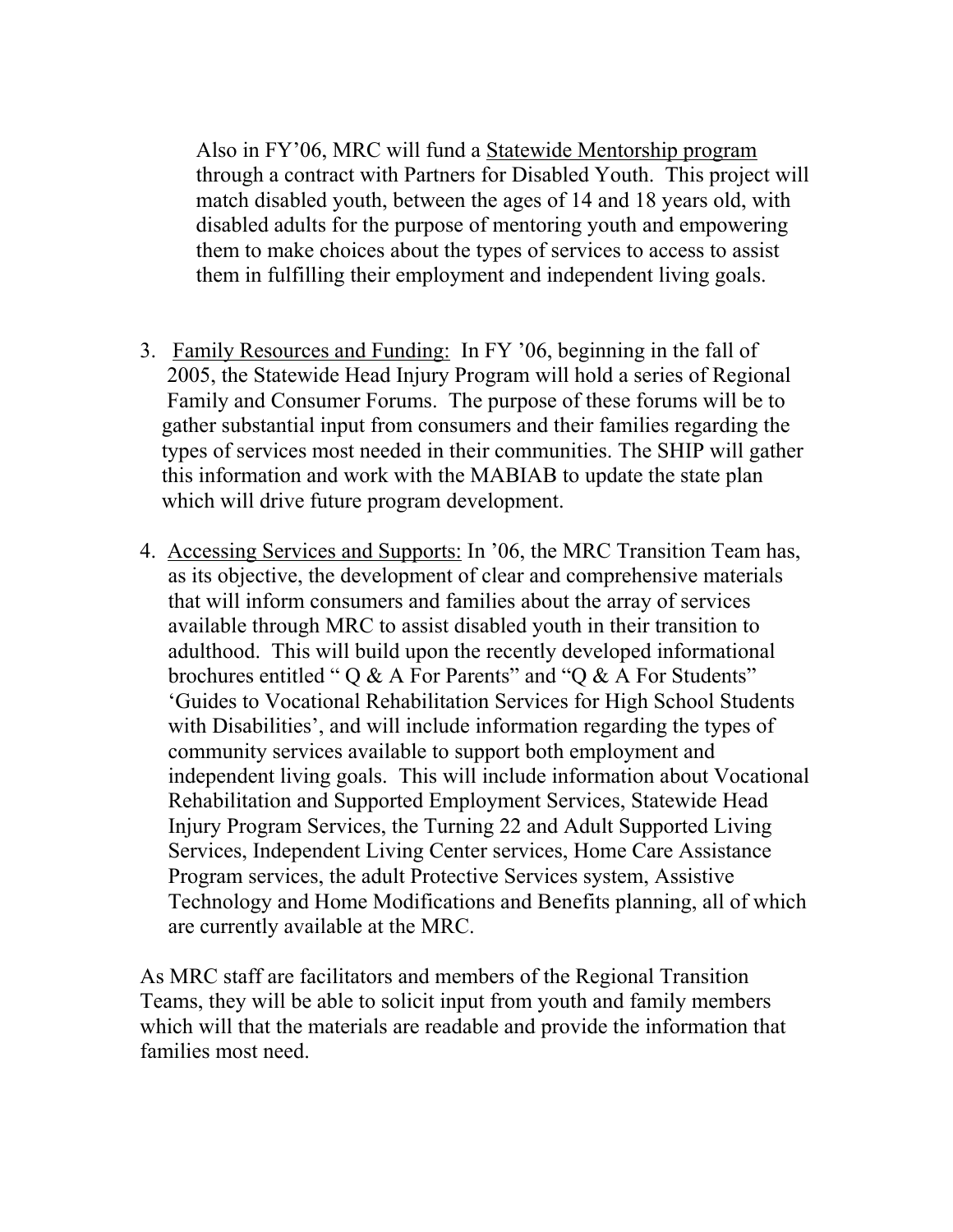Also in FY'06, MRC will fund a <u>Statewide Mentorship program</u> through a contract with Partners for Disabled Youth. This project will match disabled youth, between the ages of 14 and 18 years old, with disabled adults for the purpose of mentoring youth and empowering them to make choices about the types of services to access to assist them in fulfilling their employment and independent living goals.

3. <u>Family Resources and Funding:</u> In FY '06, beginning in the fall of 2005, the Statewide Head Injury Program will hold a series of Regional Family and Consumer Forums. The purpose of these forums will be to gather substantial input from consumers and their families regarding the types of services most needed in their communities. The SHIP will gather this information and work with the MABIAB to update the state plan which will drive future program development.

4. <u>Accessing Services and Supports:</u> In '06, the MRC Transition Team has, as its objective, the development of clear and comprehensive materials that will inform consumers and families about the array of services available through MRC to assist disabled youth in their transition to adulthood. This will build upon the recently developed informational brochures entitled " Q & A For Parents" and "Q & A For Students" 'Guides to Vocational Rehabilitation Services for High School Students with Disabilities', and will include information regarding the types of community services available to support both employment and independent living goals. This will include information about Vocational Rehabilitation and Supported Employment Services, Statewide Head Injury Program Services, the Turning 22 and Adult Supported Living Services, Independent Living Center services, Home Care Assistance Program services, the adult Protective Services system, Assistive Technology and Home Modifications and Benefits planning, all of which are currently available at the MRC.

As MRC staff are facilitators and members of the Regional Transition Teams, they will be able to solicit input from youth and family members which will that the materials are readable and provide the information that families most need.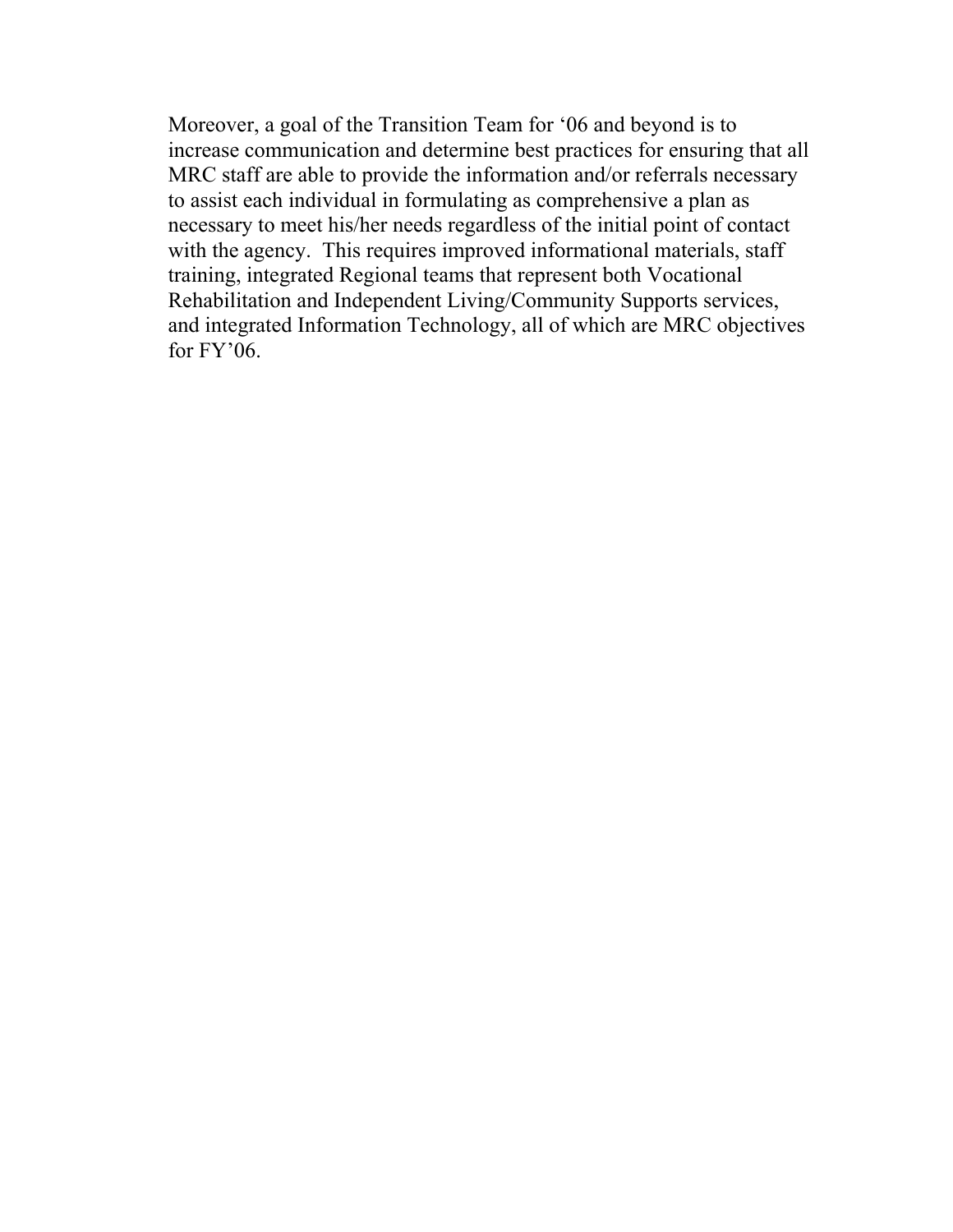Moreover, a goal of the Transition Team for '06 and beyond is to increase communication and determine best practices for ensuring that all MRC staff are able to provide the information and/or referrals necessary to assist each individual in formulating as comprehensive a plan as necessary to meet his/her needs regardless of the initial point of contact with the agency. This requires improved informational materials, staff training, integrated Regional teams that represent both Vocational Rehabilitation and Independent Living/Community Supports services, and integrated Information Technology, all of which are MRC objectives for FY'06.